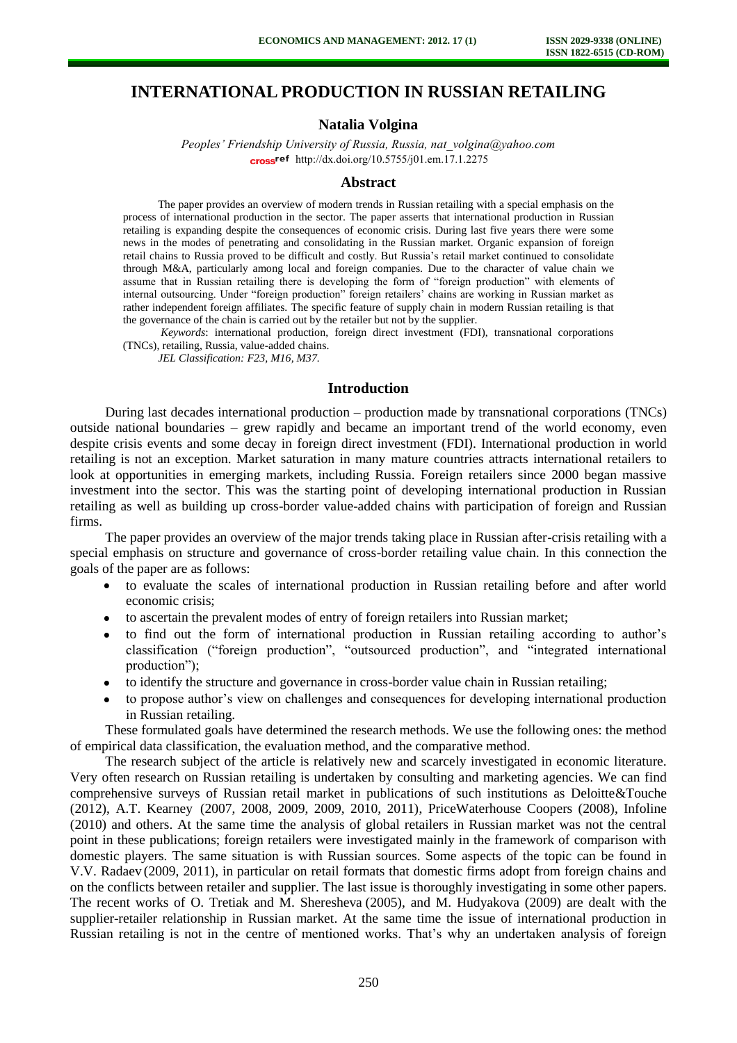# INTERNATIONAL PRODUCTION IN RUSSIAN RETAILING

**Natalia Volgina**

*Peoples' Friendship University of Russia, Russia, nat_volgina@yahoo.com*
http://dx.doi.org/10.5755/j01.em.17.1.2275

## Abstract

The paper provides an overview of modern trends in Russian retailing with a special emphasis on the process of international production in the sector. The paper asserts that international production in Russian retailing is expanding despite the consequences of economic crisis. During last five years there were some news in the modes of penetrating and consolidating in the Russian market. Organic expansion of foreign retail chains to Russia proved to be difficult and costly. But Russia's retail market continued to consolidate through M&A, particularly among local and foreign companies. Due to the character of value chain we assume that in Russian retailing there is developing the form of "foreign production" with elements of internal outsourcing. Under "foreign production" foreign retailers' chains are working in Russian market as rather independent foreign affiliates. The specific feature of supply chain in modern Russian retailing is that the governance of the chain is carried out by the retailer but not by the supplier.

*Keywords*: international production, foreign direct investment (FDI), transnational corporations (TNCs), retailing, Russia, value-added chains.

*JEL Classification: F23, M16, M37.*

## Introduction

During last decades international production – production made by transnational corporations (TNCs) outside national boundaries – grew rapidly and became an important trend of the world economy, even despite crisis events and some decay in foreign direct investment (FDI). International production in world retailing is not an exception. Market saturation in many mature countries attracts international retailers to look at opportunities in emerging markets, including Russia. Foreign retailers since 2000 began massive investment into the sector. This was the starting point of developing international production in Russian retailing as well as building up cross-border value-added chains with participation of foreign and Russian firms.

The paper provides an overview of the major trends taking place in Russian after-crisis retailing with a special emphasis on structure and governance of cross-border retailing value chain. In this connection the goals of the paper are as follows:

- to evaluate the scales of international production in Russian retailing before and after world economic crisis;
- to ascertain the prevalent modes of entry of foreign retailers into Russian market;
- to find out the form of international production in Russian retailing according to author's classification ("foreign production", "outsourced production", and "integrated international production");
- to identify the structure and governance in cross-border value chain in Russian retailing;
- to propose author's view on challenges and consequences for developing international production in Russian retailing.

These formulated goals have determined the research methods. We use the following ones: the method of empirical data classification, the evaluation method, and the comparative method.

The research subject of the article is relatively new and scarcely investigated in economic literature. Very often research on Russian retailing is undertaken by consulting and marketing agencies. We can find comprehensive surveys of Russian retail market in publications of such institutions as Deloitte&Touche (2012), A.T. Kearney (2007, 2008, 2009, 2009, 2010, 2011), PriceWaterhouse Coopers (2008), Infoline (2010) and others. At the same time the analysis of global retailers in Russian market was not the central point in these publications; foreign retailers were investigated mainly in the framework of comparison with domestic players. The same situation is with Russian sources. Some aspects of the topic can be found in V.V. Radaev (2009, 2011), in particular on retail formats that domestic firms adopt from foreign chains and on the conflicts between retailer and supplier. The last issue is thoroughly investigating in some other papers. The recent works of O. Tretiak and M. Sheresheva (2005), and M. Hudyakova (2009) are dealt with the supplier-retailer relationship in Russian market. At the same time the issue of international production in Russian retailing is not in the centre of mentioned works. That's why an undertaken analysis of foreign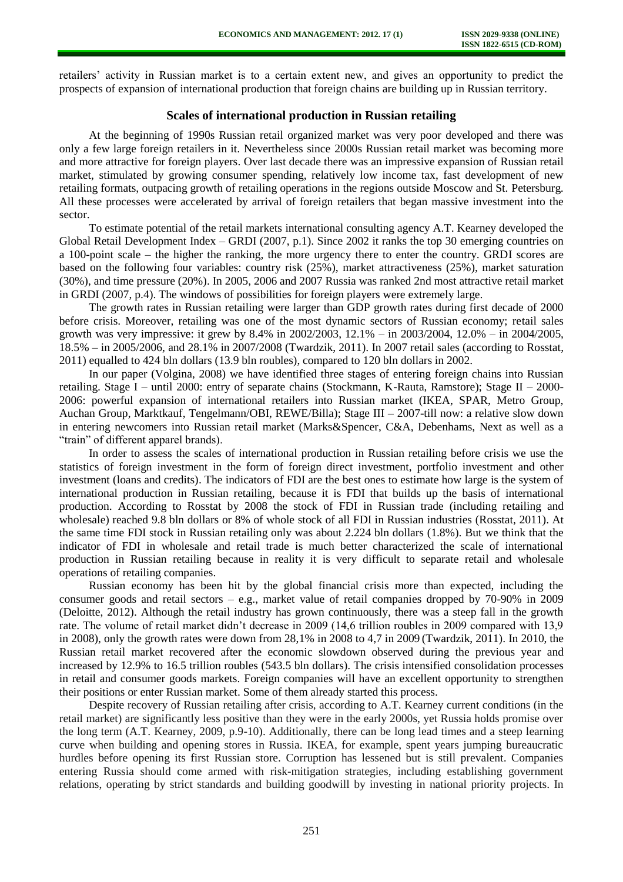retailers' activity in Russian market is to a certain extent new, and gives an opportunity to predict the prospects of expansion of international production that foreign chains are building up in Russian territory.

## Scales of international production in Russian retailing

At the beginning of 1990s Russian retail organized market was very poor developed and there was only a few large foreign retailers in it. Nevertheless since 2000s Russian retail market was becoming more and more attractive for foreign players. Over last decade there was an impressive expansion of Russian retail market, stimulated by growing consumer spending, relatively low income tax, fast development of new retailing formats, outpacing growth of retailing operations in the regions outside Moscow and St. Petersburg. All these processes were accelerated by arrival of foreign retailers that began massive investment into the sector.

To estimate potential of the retail markets international consulting agency A.T. Kearney developed the Global Retail Development Index – GRDI (2007, p.1). Since 2002 it ranks the top 30 emerging countries on a 100-point scale – the higher the ranking, the more urgency there to enter the country. GRDI scores are based on the following four variables: country risk (25%), market attractiveness (25%), market saturation (30%), and time pressure (20%). In 2005, 2006 and 2007 Russia was ranked 2nd most attractive retail market in GRDI (2007, p.4). The windows of possibilities for foreign players were extremely large.

The growth rates in Russian retailing were larger than GDP growth rates during first decade of 2000 before crisis. Moreover, retailing was one of the most dynamic sectors of Russian economy; retail sales growth was very impressive: it grew by 8.4% in 2002/2003, 12.1% – in 2003/2004, 12.0% – in 2004/2005, 18.5% – in 2005/2006, and 28.1% in 2007/2008 (Twardzik, 2011). In 2007 retail sales (according to Rosstat, 2011) equalled to 424 bln dollars (13.9 bln roubles), compared to 120 bln dollars in 2002.

In our paper (Volgina, 2008) we have identified three stages of entering foreign chains into Russian retailing. Stage I – until 2000: entry of separate chains (Stockmann, K-Rauta, Ramstore); Stage II – 2000-2006: powerful expansion of international retailers into Russian market (IKEA, SPAR, Metro Group, Auchan Group, Marktkauf, Tengelmann/OBI, REWE/Billa); Stage III – 2007-till now: a relative slow down in entering newcomers into Russian retail market (Marks&Spencer, C&A, Debenhams, Next as well as a "train" of different apparel brands).

In order to assess the scales of international production in Russian retailing before crisis we use the statistics of foreign investment in the form of foreign direct investment, portfolio investment and other investment (loans and credits). The indicators of FDI are the best ones to estimate how large is the system of international production in Russian retailing, because it is FDI that builds up the basis of international production. According to Rosstat by 2008 the stock of FDI in Russian trade (including retailing and wholesale) reached 9.8 bln dollars or 8% of whole stock of all FDI in Russian industries (Rosstat, 2011). At the same time FDI stock in Russian retailing only was about 2.224 bln dollars (1.8%). But we think that the indicator of FDI in wholesale and retail trade is much better characterized the scale of international production in Russian retailing because in reality it is very difficult to separate retail and wholesale operations of retailing companies.

Russian economy has been hit by the global financial crisis more than expected, including the consumer goods and retail sectors – e.g., market value of retail companies dropped by 70-90% in 2009 (Deloitte, 2012). Although the retail industry has grown continuously, there was a steep fall in the growth rate. The volume of retail market didn't decrease in 2009 (14,6 trillion roubles in 2009 compared with 13,9 in 2008), only the growth rates were down from 28,1% in 2008 to 4,7 in 2009 (Twardzik, 2011). In 2010, the Russian retail market recovered after the economic slowdown observed during the previous year and increased by 12.9% to 16.5 trillion roubles (543.5 bln dollars). The crisis intensified consolidation processes in retail and consumer goods markets. Foreign companies will have an excellent opportunity to strengthen their positions or enter Russian market. Some of them already started this process.

Despite recovery of Russian retailing after crisis, according to A.T. Kearney current conditions (in the retail market) are significantly less positive than they were in the early 2000s, yet Russia holds promise over the long term (A.T. Kearney, 2009, p.9-10). Additionally, there can be long lead times and a steep learning curve when building and opening stores in Russia. IKEA, for example, spent years jumping bureaucratic hurdles before opening its first Russian store. Corruption has lessened but is still prevalent. Companies entering Russia should come armed with risk-mitigation strategies, including establishing government relations, operating by strict standards and building goodwill by investing in national priority projects. In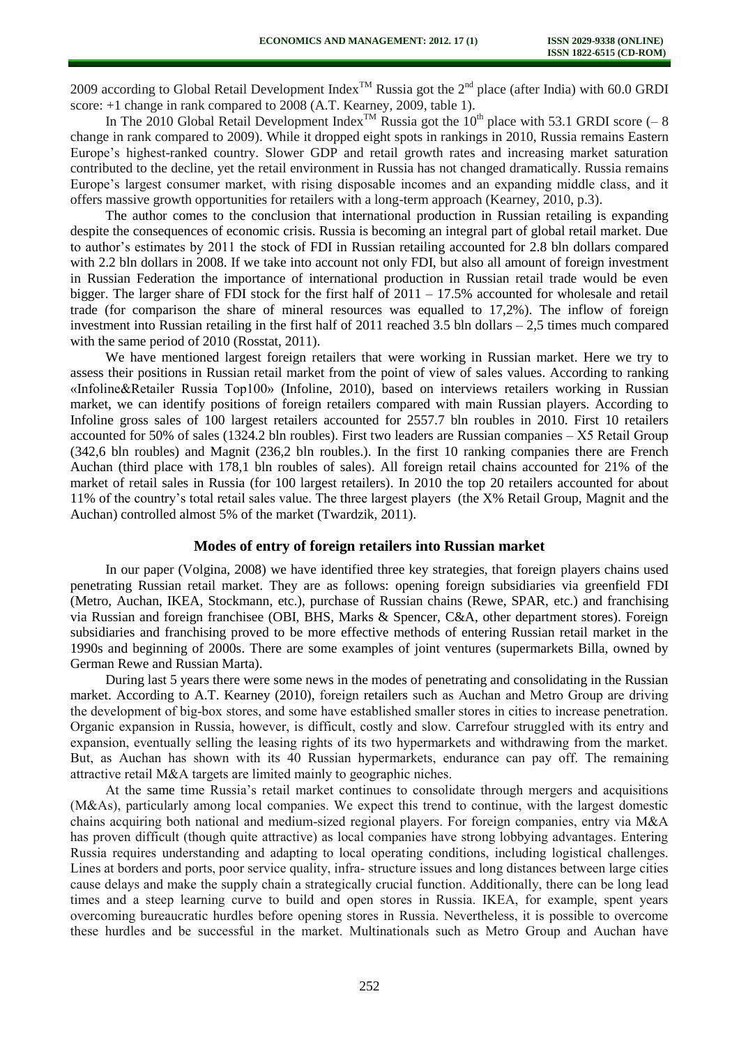2009 according to Global Retail Development Index™ Russia got the 2nd place (after India) with 60.0 GRDI score: +1 change in rank compared to 2008 (A.T. Kearney, 2009, table 1).

In The 2010 Global Retail Development Index™ Russia got the 10th place with 53.1 GRDI score (– 8 change in rank compared to 2009). While it dropped eight spots in rankings in 2010, Russia remains Eastern Europe's highest-ranked country. Slower GDP and retail growth rates and increasing market saturation contributed to the decline, yet the retail environment in Russia has not changed dramatically. Russia remains Europe's largest consumer market, with rising disposable incomes and an expanding middle class, and it offers massive growth opportunities for retailers with a long-term approach (Kearney, 2010, p.3).

The author comes to the conclusion that international production in Russian retailing is expanding despite the consequences of economic crisis. Russia is becoming an integral part of global retail market. Due to author's estimates by 2011 the stock of FDI in Russian retailing accounted for 2.8 bln dollars compared with 2.2 bln dollars in 2008. If we take into account not only FDI, but also all amount of foreign investment in Russian Federation the importance of international production in Russian retail trade would be even bigger. The larger share of FDI stock for the first half of 2011 – 17.5% accounted for wholesale and retail trade (for comparison the share of mineral resources was equalled to 17,2%). The inflow of foreign investment into Russian retailing in the first half of 2011 reached 3.5 bln dollars – 2,5 times much compared with the same period of 2010 (Rosstat, 2011).

We have mentioned largest foreign retailers that were working in Russian market. Here we try to assess their positions in Russian retail market from the point of view of sales values. According to ranking «Infoline&Retailer Russia Top100» (Infoline, 2010), based on interviews retailers working in Russian market, we can identify positions of foreign retailers compared with main Russian players. According to Infoline gross sales of 100 largest retailers accounted for 2557.7 bln roubles in 2010. First 10 retailers accounted for 50% of sales (1324.2 bln roubles). First two leaders are Russian companies – X5 Retail Group (342,6 bln roubles) and Magnit (236,2 bln roubles.). In the first 10 ranking companies there are French Auchan (third place with 178,1 bln roubles of sales). All foreign retail chains accounted for 21% of the market of retail sales in Russia (for 100 largest retailers). In 2010 the top 20 retailers accounted for about 11% of the country's total retail sales value. The three largest players (the X% Retail Group, Magnit and the Auchan) controlled almost 5% of the market (Twardzik, 2011).

## Modes of entry of foreign retailers into Russian market

In our paper (Volgina, 2008) we have identified three key strategies, that foreign players chains used penetrating Russian retail market. They are as follows: opening foreign subsidiaries via greenfield FDI (Metro, Auchan, IKEA, Stockmann, etc.), purchase of Russian chains (Rewe, SPAR, etc.) and franchising via Russian and foreign franchisee (OBI, BHS, Marks & Spencer, C&A, other department stores). Foreign subsidiaries and franchising proved to be more effective methods of entering Russian retail market in the 1990s and beginning of 2000s. There are some examples of joint ventures (supermarkets Billa, owned by German Rewe and Russian Marta).

During last 5 years there were some news in the modes of penetrating and consolidating in the Russian market. According to A.T. Kearney (2010), foreign retailers such as Auchan and Metro Group are driving the development of big-box stores, and some have established smaller stores in cities to increase penetration. Organic expansion in Russia, however, is difficult, costly and slow. Carrefour struggled with its entry and expansion, eventually selling the leasing rights of its two hypermarkets and withdrawing from the market. But, as Auchan has shown with its 40 Russian hypermarkets, endurance can pay off. The remaining attractive retail M&A targets are limited mainly to geographic niches.

At the same time Russia's retail market continues to consolidate through mergers and acquisitions (M&As), particularly among local companies. We expect this trend to continue, with the largest domestic chains acquiring both national and medium-sized regional players. For foreign companies, entry via M&A has proven difficult (though quite attractive) as local companies have strong lobbying advantages. Entering Russia requires understanding and adapting to local operating conditions, including logistical challenges. Lines at borders and ports, poor service quality, infra- structure issues and long distances between large cities cause delays and make the supply chain a strategically crucial function. Additionally, there can be long lead times and a steep learning curve to build and open stores in Russia. IKEA, for example, spent years overcoming bureaucratic hurdles before opening stores in Russia. Nevertheless, it is possible to overcome these hurdles and be successful in the market. Multinationals such as Metro Group and Auchan have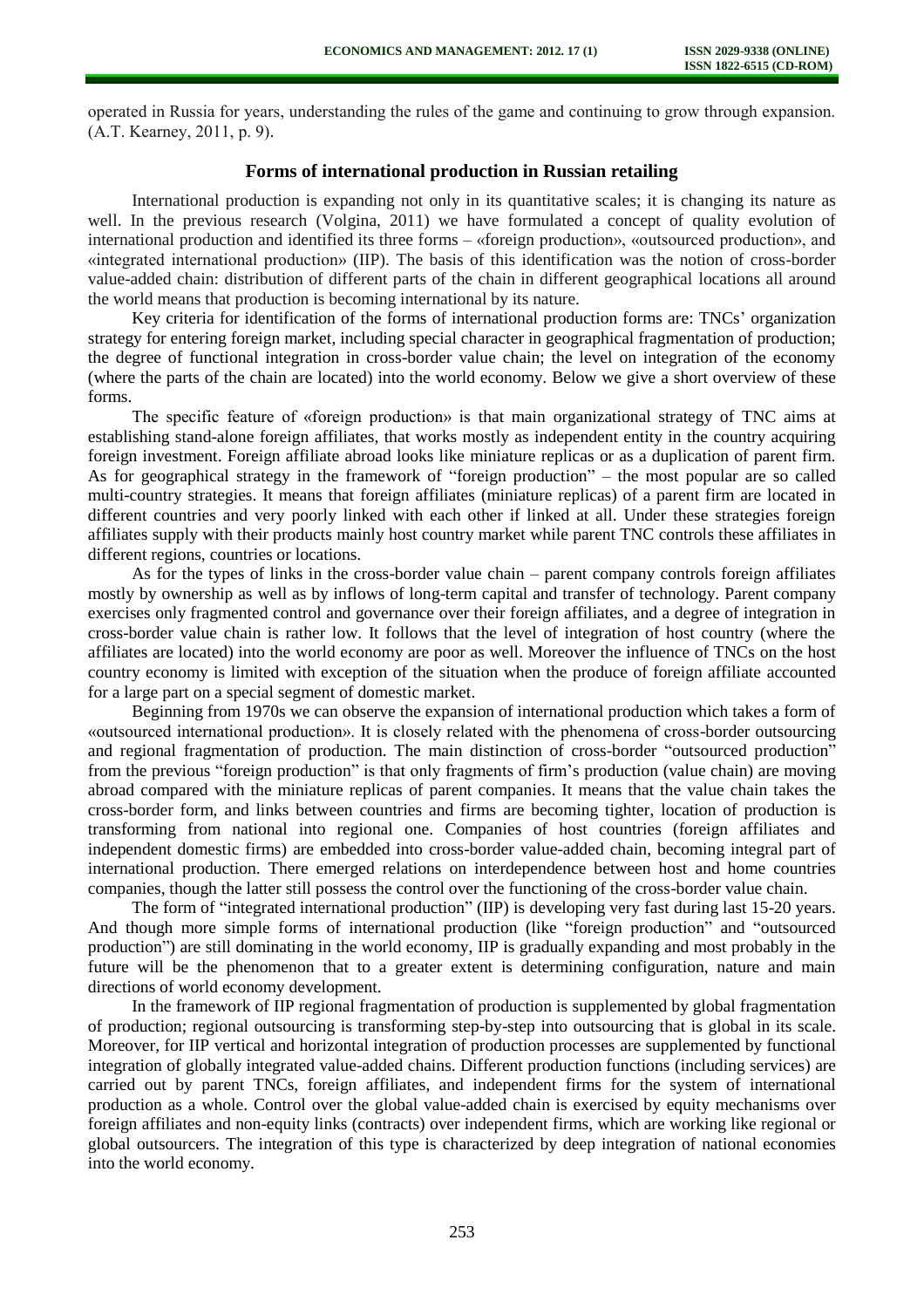operated in Russia for years, understanding the rules of the game and continuing to grow through expansion. (A.T. Kearney, 2011, p. 9).

## Forms of international production in Russian retailing

International production is expanding not only in its quantitative scales; it is changing its nature as well. In the previous research (Volgina, 2011) we have formulated a concept of quality evolution of international production and identified its three forms – «foreign production», «outsourced production», and «integrated international production» (IIP). The basis of this identification was the notion of cross-border value-added chain: distribution of different parts of the chain in different geographical locations all around the world means that production is becoming international by its nature.

Key criteria for identification of the forms of international production forms are: TNCs' organization strategy for entering foreign market, including special character in geographical fragmentation of production; the degree of functional integration in cross-border value chain; the level on integration of the economy (where the parts of the chain are located) into the world economy. Below we give a short overview of these forms.

The specific feature of «foreign production» is that main organizational strategy of TNC aims at establishing stand-alone foreign affiliates, that works mostly as independent entity in the country acquiring foreign investment. Foreign affiliate abroad looks like miniature replicas or as a duplication of parent firm. As for geographical strategy in the framework of "foreign production" – the most popular are so called multi-country strategies. It means that foreign affiliates (miniature replicas) of a parent firm are located in different countries and very poorly linked with each other if linked at all. Under these strategies foreign affiliates supply with their products mainly host country market while parent TNC controls these affiliates in different regions, countries or locations.

As for the types of links in the cross-border value chain – parent company controls foreign affiliates mostly by ownership as well as by inflows of long-term capital and transfer of technology. Parent company exercises only fragmented control and governance over their foreign affiliates, and a degree of integration in cross-border value chain is rather low. It follows that the level of integration of host country (where the affiliates are located) into the world economy are poor as well. Moreover the influence of TNCs on the host country economy is limited with exception of the situation when the produce of foreign affiliate accounted for a large part on a special segment of domestic market.

Beginning from 1970s we can observe the expansion of international production which takes a form of «outsourced international production». It is closely related with the phenomena of cross-border outsourcing and regional fragmentation of production. The main distinction of cross-border "outsourced production" from the previous "foreign production" is that only fragments of firm's production (value chain) are moving abroad compared with the miniature replicas of parent companies. It means that the value chain takes the cross-border form, and links between countries and firms are becoming tighter, location of production is transforming from national into regional one. Companies of host countries (foreign affiliates and independent domestic firms) are embedded into cross-border value-added chain, becoming integral part of international production. There emerged relations on interdependence between host and home countries companies, though the latter still possess the control over the functioning of the cross-border value chain.

The form of "integrated international production" (IIP) is developing very fast during last 15-20 years. And though more simple forms of international production (like "foreign production" and "outsourced production") are still dominating in the world economy, IIP is gradually expanding and most probably in the future will be the phenomenon that to a greater extent is determining configuration, nature and main directions of world economy development.

In the framework of IIP regional fragmentation of production is supplemented by global fragmentation of production; regional outsourcing is transforming step-by-step into outsourcing that is global in its scale. Moreover, for IIP vertical and horizontal integration of production processes are supplemented by functional integration of globally integrated value-added chains. Different production functions (including services) are carried out by parent TNCs, foreign affiliates, and independent firms for the system of international production as a whole. Control over the global value-added chain is exercised by equity mechanisms over foreign affiliates and non-equity links (contracts) over independent firms, which are working like regional or global outsourcers. The integration of this type is characterized by deep integration of national economies into the world economy.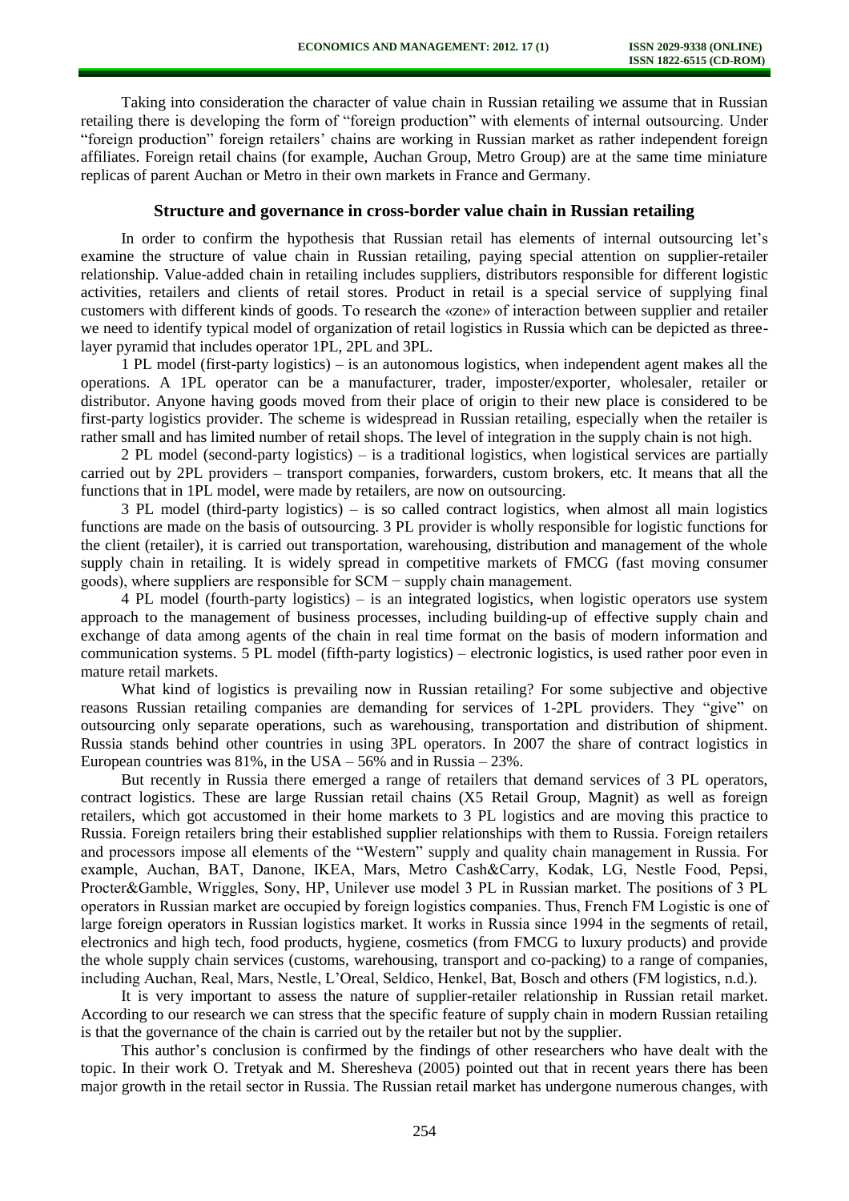Taking into consideration the character of value chain in Russian retailing we assume that in Russian retailing there is developing the form of "foreign production" with elements of internal outsourcing. Under "foreign production" foreign retailers' chains are working in Russian market as rather independent foreign affiliates. Foreign retail chains (for example, Auchan Group, Metro Group) are at the same time miniature replicas of parent Auchan or Metro in their own markets in France and Germany.

## Structure and governance in cross-border value chain in Russian retailing

In order to confirm the hypothesis that Russian retail has elements of internal outsourcing let's examine the structure of value chain in Russian retailing, paying special attention on supplier-retailer relationship. Value-added chain in retailing includes suppliers, distributors responsible for different logistic activities, retailers and clients of retail stores. Product in retail is a special service of supplying final customers with different kinds of goods. To research the «zone» of interaction between supplier and retailer we need to identify typical model of organization of retail logistics in Russia which can be depicted as three-layer pyramid that includes operator 1PL, 2PL and 3PL.

1 PL model (first-party logistics) – is an autonomous logistics, when independent agent makes all the operations. A 1PL operator can be a manufacturer, trader, imposter/exporter, wholesaler, retailer or distributor. Anyone having goods moved from their place of origin to their new place is considered to be first-party logistics provider. The scheme is widespread in Russian retailing, especially when the retailer is rather small and has limited number of retail shops. The level of integration in the supply chain is not high.

2 PL model (second-party logistics) – is a traditional logistics, when logistical services are partially carried out by 2PL providers – transport companies, forwarders, custom brokers, etc. It means that all the functions that in 1PL model, were made by retailers, are now on outsourcing.

3 PL model (third-party logistics) – is so called contract logistics, when almost all main logistics functions are made on the basis of outsourcing. 3 PL provider is wholly responsible for logistic functions for the client (retailer), it is carried out transportation, warehousing, distribution and management of the whole supply chain in retailing. It is widely spread in competitive markets of FMCG (fast moving consumer goods), where suppliers are responsible for SCM − supply chain management.

4 PL model (fourth-party logistics) – is an integrated logistics, when logistic operators use system approach to the management of business processes, including building-up of effective supply chain and exchange of data among agents of the chain in real time format on the basis of modern information and communication systems. 5 PL model (fifth-party logistics) – electronic logistics, is used rather poor even in mature retail markets.

What kind of logistics is prevailing now in Russian retailing? For some subjective and objective reasons Russian retailing companies are demanding for services of 1-2PL providers. They "give" on outsourcing only separate operations, such as warehousing, transportation and distribution of shipment. Russia stands behind other countries in using 3PL operators. In 2007 the share of contract logistics in European countries was 81%, in the USA – 56% and in Russia – 23%.

But recently in Russia there emerged a range of retailers that demand services of 3 PL operators, contract logistics. These are large Russian retail chains (X5 Retail Group, Magnit) as well as foreign retailers, which got accustomed in their home markets to 3 PL logistics and are moving this practice to Russia. Foreign retailers bring their established supplier relationships with them to Russia. Foreign retailers and processors impose all elements of the "Western" supply and quality chain management in Russia. For example, Auchan, BAT, Danone, IKEA, Mars, Metro Cash&Carry, Kodak, LG, Nestle Food, Pepsi, Procter&Gamble, Wriggles, Sony, HP, Unilever use model 3 PL in Russian market. The positions of 3 PL operators in Russian market are occupied by foreign logistics companies. Thus, French FM Logistic is one of large foreign operators in Russian logistics market. It works in Russia since 1994 in the segments of retail, electronics and high tech, food products, hygiene, cosmetics (from FMCG to luxury products) and provide the whole supply chain services (customs, warehousing, transport and co-packing) to a range of companies, including Auchan, Real, Mars, Nestle, L'Oreal, Seldico, Henkel, Bat, Bosch and others (FM logistics, n.d.).

It is very important to assess the nature of supplier-retailer relationship in Russian retail market. According to our research we can stress that the specific feature of supply chain in modern Russian retailing is that the governance of the chain is carried out by the retailer but not by the supplier.

This author's conclusion is confirmed by the findings of other researchers who have dealt with the topic. In their work O. Tretyak and M. Sheresheva (2005) pointed out that in recent years there has been major growth in the retail sector in Russia. The Russian retail market has undergone numerous changes, with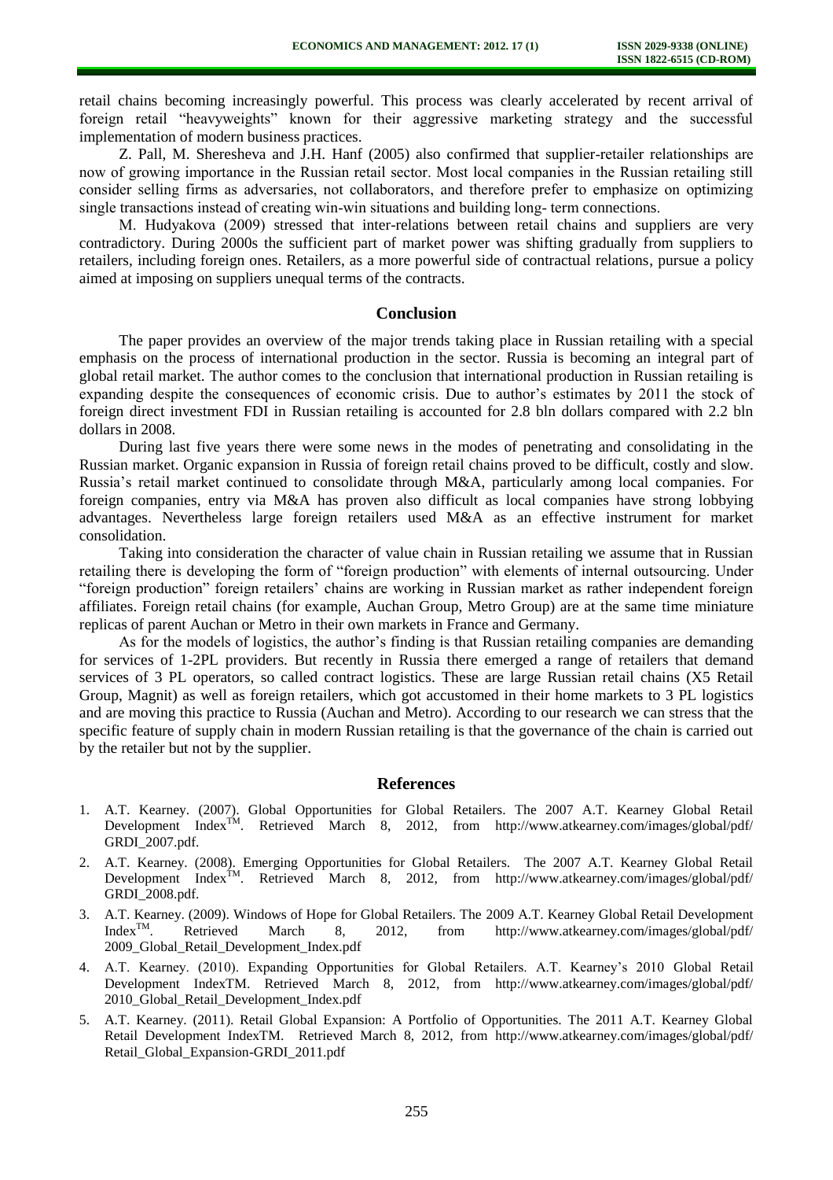retail chains becoming increasingly powerful. This process was clearly accelerated by recent arrival of foreign retail "heavyweights" known for their aggressive marketing strategy and the successful implementation of modern business practices.

Z. Pall, M. Sheresheva and J.H. Hanf (2005) also confirmed that supplier-retailer relationships are now of growing importance in the Russian retail sector. Most local companies in the Russian retailing still consider selling firms as adversaries, not collaborators, and therefore prefer to emphasize on optimizing single transactions instead of creating win-win situations and building long- term connections.

M. Hudyakova (2009) stressed that inter-relations between retail chains and suppliers are very contradictory. During 2000s the sufficient part of market power was shifting gradually from suppliers to retailers, including foreign ones. Retailers, as a more powerful side of contractual relations, pursue a policy aimed at imposing on suppliers unequal terms of the contracts.

## Conclusion

The paper provides an overview of the major trends taking place in Russian retailing with a special emphasis on the process of international production in the sector. Russia is becoming an integral part of global retail market. The author comes to the conclusion that international production in Russian retailing is expanding despite the consequences of economic crisis. Due to author's estimates by 2011 the stock of foreign direct investment FDI in Russian retailing is accounted for 2.8 bln dollars compared with 2.2 bln dollars in 2008.

During last five years there were some news in the modes of penetrating and consolidating in the Russian market. Organic expansion in Russia of foreign retail chains proved to be difficult, costly and slow. Russia's retail market continued to consolidate through M&A, particularly among local companies. For foreign companies, entry via M&A has proven also difficult as local companies have strong lobbying advantages. Nevertheless large foreign retailers used M&A as an effective instrument for market consolidation.

Taking into consideration the character of value chain in Russian retailing we assume that in Russian retailing there is developing the form of "foreign production" with elements of internal outsourcing. Under "foreign production" foreign retailers' chains are working in Russian market as rather independent foreign affiliates. Foreign retail chains (for example, Auchan Group, Metro Group) are at the same time miniature replicas of parent Auchan or Metro in their own markets in France and Germany.

As for the models of logistics, the author's finding is that Russian retailing companies are demanding for services of 1-2PL providers. But recently in Russia there emerged a range of retailers that demand services of 3 PL operators, so called contract logistics. These are large Russian retail chains (X5 Retail Group, Magnit) as well as foreign retailers, which got accustomed in their home markets to 3 PL logistics and are moving this practice to Russia (Auchan and Metro). According to our research we can stress that the specific feature of supply chain in modern Russian retailing is that the governance of the chain is carried out by the retailer but not by the supplier.

## References

1. A.T. Kearney. (2007). Global Opportunities for Global Retailers. The 2007 A.T. Kearney Global Retail Development Index™. Retrieved March 8, 2012, from http://www.atkearney.com/images/global/pdf/GRDI_2007.pdf.
2. A.T. Kearney. (2008). Emerging Opportunities for Global Retailers. The 2007 A.T. Kearney Global Retail Development Index™. Retrieved March 8, 2012, from http://www.atkearney.com/images/global/pdf/GRDI_2008.pdf.
3. A.T. Kearney. (2009). Windows of Hope for Global Retailers. The 2009 A.T. Kearney Global Retail Development Index™. Retrieved March 8, 2012, from http://www.atkearney.com/images/global/pdf/2009_Global_Retail_Development_Index.pdf
4. A.T. Kearney. (2010). Expanding Opportunities for Global Retailers. A.T. Kearney's 2010 Global Retail Development IndexTM. Retrieved March 8, 2012, from http://www.atkearney.com/images/global/pdf/2010_Global_Retail_Development_Index.pdf
5. A.T. Kearney. (2011). Retail Global Expansion: A Portfolio of Opportunities. The 2011 A.T. Kearney Global Retail Development IndexTM. Retrieved March 8, 2012, from http://www.atkearney.com/images/global/pdf/Retail_Global_Expansion-GRDI_2011.pdf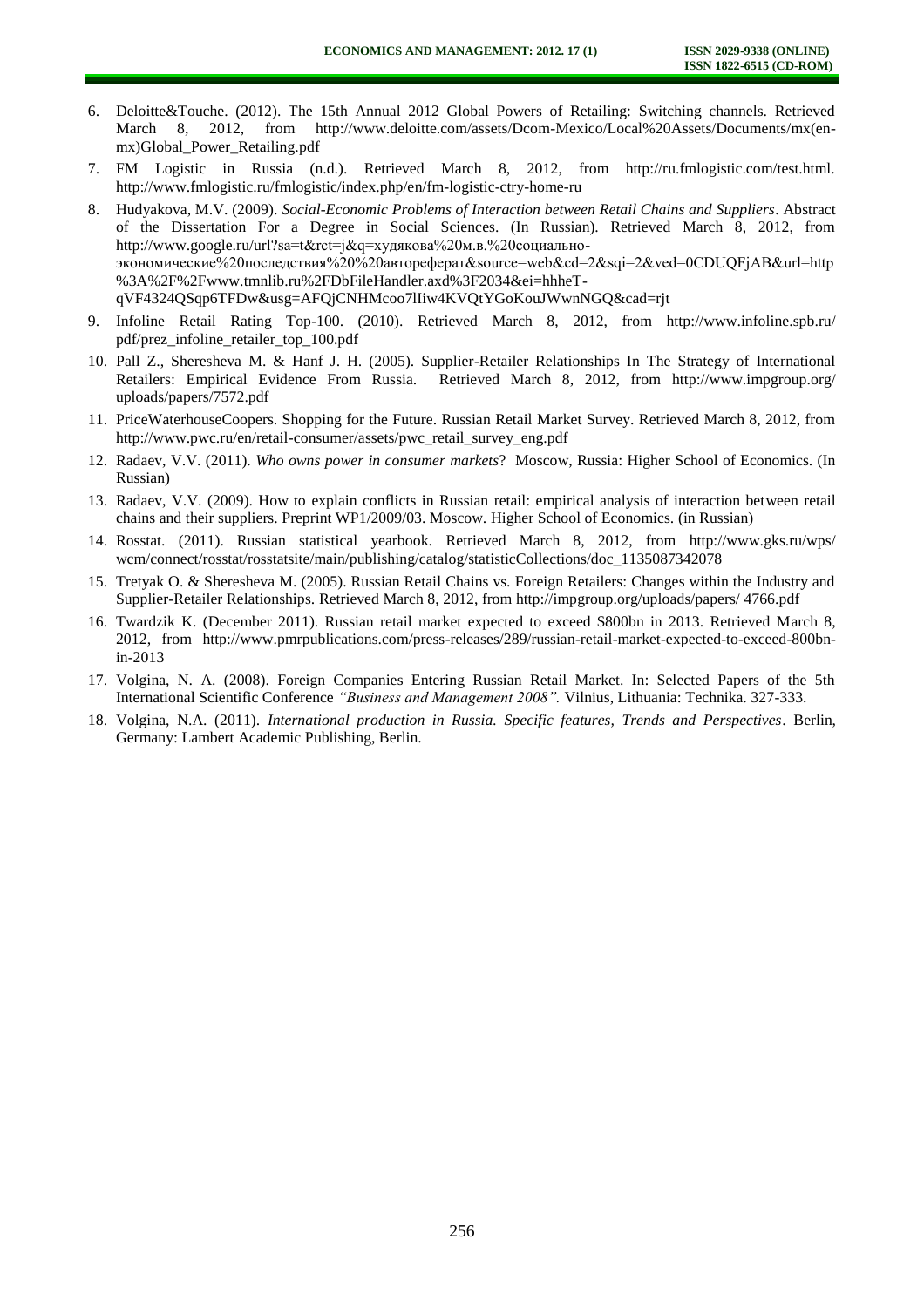6. Deloitte&Touche. (2012). The 15th Annual 2012 Global Powers of Retailing: Switching channels. Retrieved March 8, 2012, from http://www.deloitte.com/assets/Dcom-Mexico/Local%20Assets/Documents/mx(en-mx)Global_Power_Retailing.pdf
7. FM Logistic in Russia (n.d.). Retrieved March 8, 2012, from http://ru.fmlogistic.com/test.html. http://www.fmlogistic.ru/fmlogistic/index.php/en/fm-logistic-ctry-home-ru
8. Hudyakova, M.V. (2009). *Social-Economic Problems of Interaction between Retail Chains and Suppliers*. Abstract of the Dissertation For a Degree in Social Sciences. (In Russian). Retrieved March 8, 2012, from http://www.google.ru/url?sa=t&rct=j&q=худякова%20м.в.%20социально-экономические%20последствия%20%20автореферат&source=web&cd=2&sqi=2&ved=0CDUQFjAB&url=http%3A%2F%2Fwww.tmnlib.ru%2FDbFileHandler.axd%3F2034&ei=hhheT-qVF4324QSqp6TFDw&usg=AFQjCNHMcoo7lIiw4KVQtYGoKouJWwnNGQ&cad=rjt
9. Infoline Retail Rating Top-100. (2010). Retrieved March 8, 2012, from http://www.infoline.spb.ru/pdf/prez_infoline_retailer_top_100.pdf
10. Pall Z., Sheresheva M. & Hanf J. H. (2005). Supplier-Retailer Relationships In The Strategy of International Retailers: Empirical Evidence From Russia. Retrieved March 8, 2012, from http://www.impgroup.org/uploads/papers/7572.pdf
11. PriceWaterhouseCoopers. Shopping for the Future. Russian Retail Market Survey. Retrieved March 8, 2012, from http://www.pwc.ru/en/retail-consumer/assets/pwc_retail_survey_eng.pdf
12. Radaev, V.V. (2011). *Who owns power in consumer markets*? Moscow, Russia: Higher School of Economics. (In Russian)
13. Radaev, V.V. (2009). How to explain conflicts in Russian retail: empirical analysis of interaction between retail chains and their suppliers. Preprint WP1/2009/03. Moscow. Higher School of Economics. (in Russian)
14. Rosstat. (2011). Russian statistical yearbook. Retrieved March 8, 2012, from http://www.gks.ru/wps/wcm/connect/rosstat/rosstatsite/main/publishing/catalog/statisticCollections/doc_1135087342078
15. Tretyak O. & Sheresheva M. (2005). Russian Retail Chains vs. Foreign Retailers: Changes within the Industry and Supplier-Retailer Relationships. Retrieved March 8, 2012, from http://impgroup.org/uploads/papers/ 4766.pdf
16. Twardzik K. (December 2011). Russian retail market expected to exceed $800bn in 2013. Retrieved March 8, 2012, from http://www.pmrpublications.com/press-releases/289/russian-retail-market-expected-to-exceed-800bn-in-2013
17. Volgina, N. A. (2008). Foreign Companies Entering Russian Retail Market. In: Selected Papers of the 5th International Scientific Conference *"Business and Management 2008".* Vilnius, Lithuania: Technika. 327-333.
18. Volgina, N.A. (2011). *International production in Russia. Specific features, Trends and Perspectives*. Berlin, Germany: Lambert Academic Publishing, Berlin.